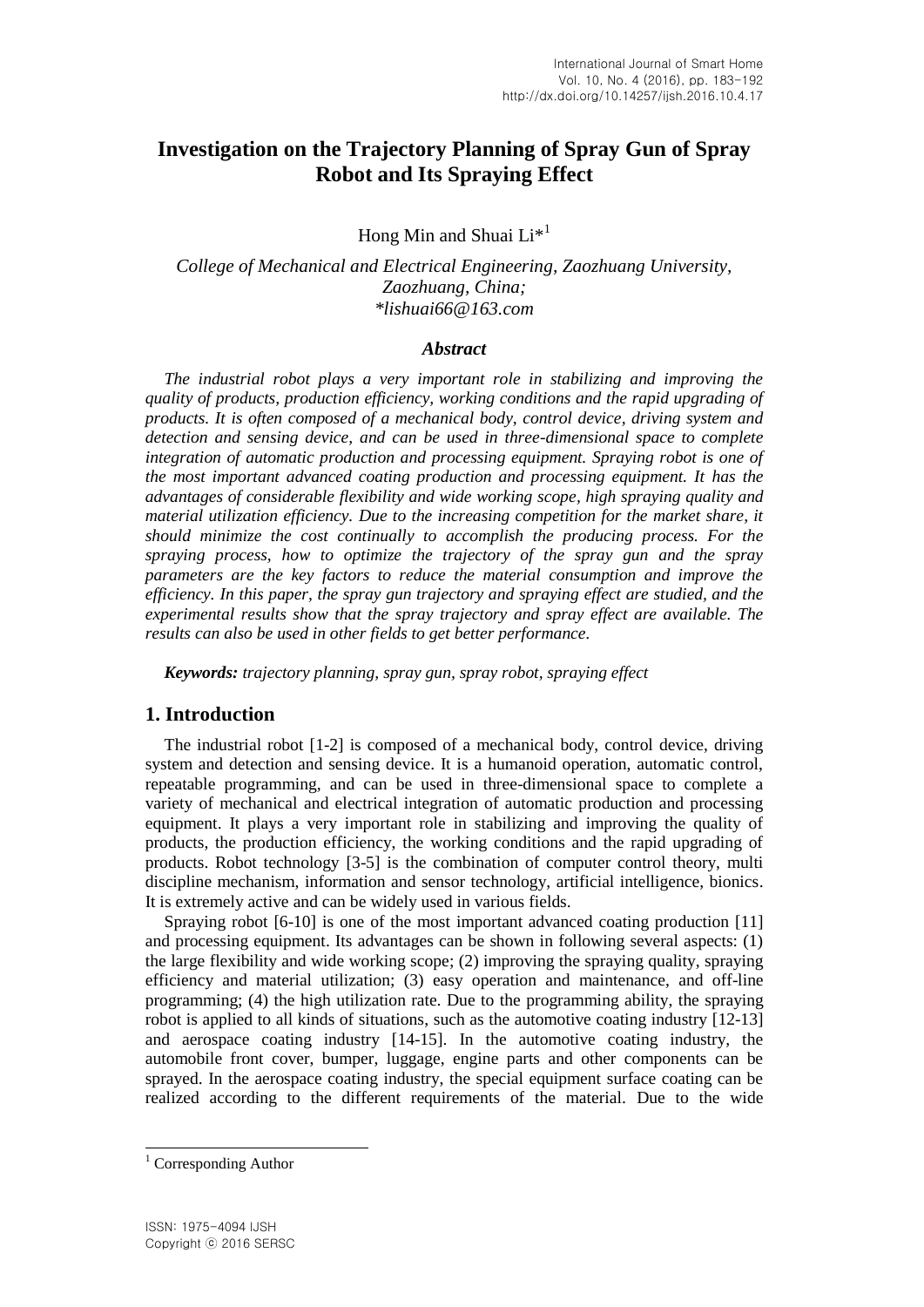# Investigation on the Trajectory Planning of Spray Gun of Spray Robot and Its Spraying Effect

Hong Min and Shuai Li*[1]

*College of Mechanical and Electrical Engineering, Zaozhuang University, Zaozhuang, China;*
*\*lishuai66@163.com*

### *Abstract*

*The industrial robot plays a very important role in stabilizing and improving the quality of products, production efficiency, working conditions and the rapid upgrading of products. It is often composed of a mechanical body, control device, driving system and detection and sensing device, and can be used in three-dimensional space to complete integration of automatic production and processing equipment. Spraying robot is one of the most important advanced coating production and processing equipment. It has the advantages of considerable flexibility and wide working scope, high spraying quality and material utilization efficiency. Due to the increasing competition for the market share, it should minimize the cost continually to accomplish the producing process. For the spraying process, how to optimize the trajectory of the spray gun and the spray parameters are the key factors to reduce the material consumption and improve the efficiency. In this paper, the spray gun trajectory and spraying effect are studied, and the experimental results show that the spray trajectory and spray effect are available. The results can also be used in other fields to get better performance.*

***Keywords:*** *trajectory planning, spray gun, spray robot, spraying effect*

## 1. Introduction

The industrial robot [1-2] is composed of a mechanical body, control device, driving system and detection and sensing device. It is a humanoid operation, automatic control, repeatable programming, and can be used in three-dimensional space to complete a variety of mechanical and electrical integration of automatic production and processing equipment. It plays a very important role in stabilizing and improving the quality of products, the production efficiency, the working conditions and the rapid upgrading of products. Robot technology [3-5] is the combination of computer control theory, multi discipline mechanism, information and sensor technology, artificial intelligence, bionics. It is extremely active and can be widely used in various fields.

Spraying robot [6-10] is one of the most important advanced coating production [11] and processing equipment. Its advantages can be shown in following several aspects: (1) the large flexibility and wide working scope; (2) improving the spraying quality, spraying efficiency and material utilization; (3) easy operation and maintenance, and off-line programming; (4) the high utilization rate. Due to the programming ability, the spraying robot is applied to all kinds of situations, such as the automotive coating industry [12-13] and aerospace coating industry [14-15]. In the automotive coating industry, the automobile front cover, bumper, luggage, engine parts and other components can be sprayed. In the aerospace coating industry, the special equipment surface coating can be realized according to the different requirements of the material. Due to the wide

[1] Corresponding Author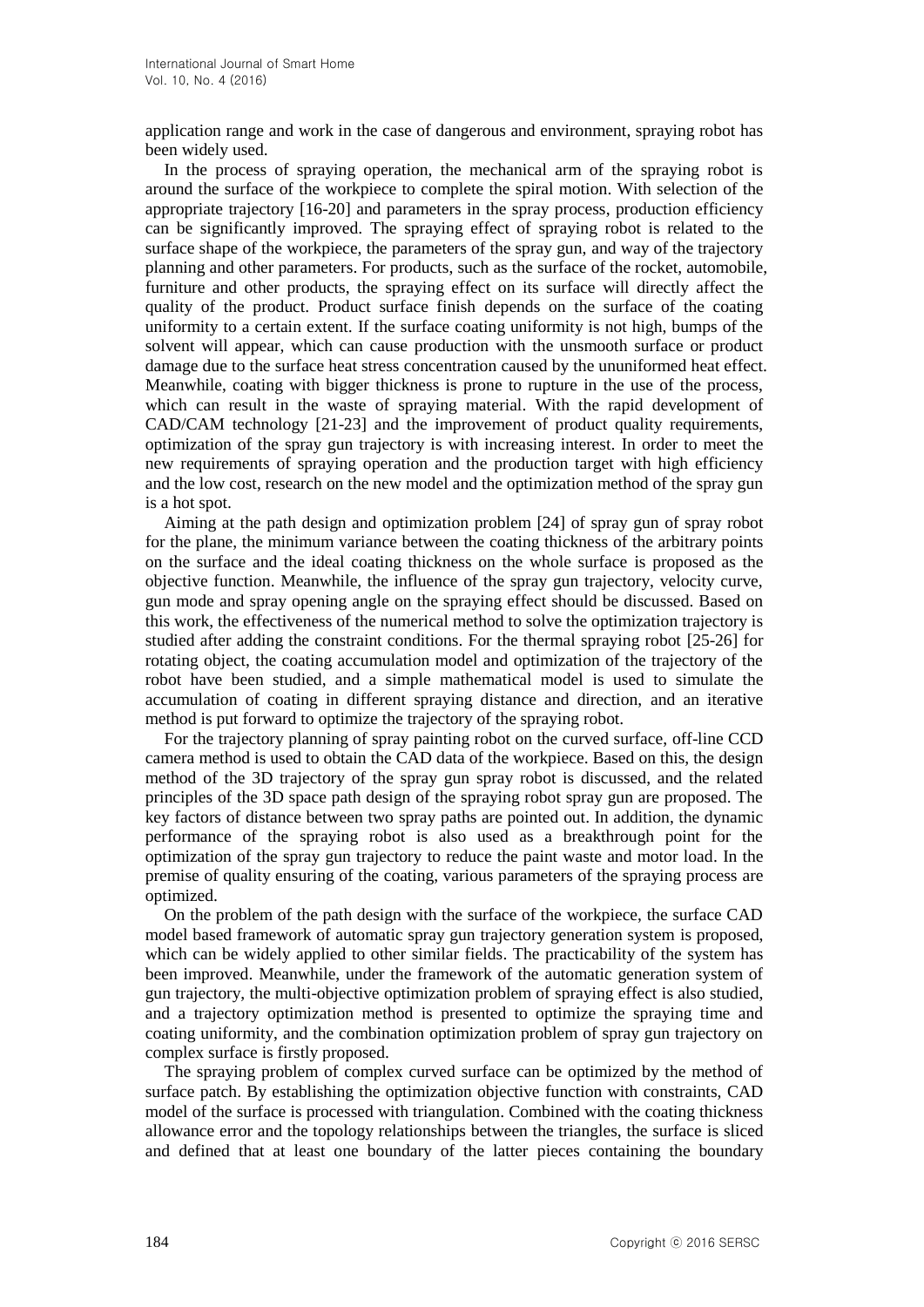application range and work in the case of dangerous and environment, spraying robot has been widely used.

In the process of spraying operation, the mechanical arm of the spraying robot is around the surface of the workpiece to complete the spiral motion. With selection of the appropriate trajectory [16-20] and parameters in the spray process, production efficiency can be significantly improved. The spraying effect of spraying robot is related to the surface shape of the workpiece, the parameters of the spray gun, and way of the trajectory planning and other parameters. For products, such as the surface of the rocket, automobile, furniture and other products, the spraying effect on its surface will directly affect the quality of the product. Product surface finish depends on the surface of the coating uniformity to a certain extent. If the surface coating uniformity is not high, bumps of the solvent will appear, which can cause production with the unsmooth surface or product damage due to the surface heat stress concentration caused by the ununiformed heat effect. Meanwhile, coating with bigger thickness is prone to rupture in the use of the process, which can result in the waste of spraying material. With the rapid development of CAD/CAM technology [21-23] and the improvement of product quality requirements, optimization of the spray gun trajectory is with increasing interest. In order to meet the new requirements of spraying operation and the production target with high efficiency and the low cost, research on the new model and the optimization method of the spray gun is a hot spot.

Aiming at the path design and optimization problem [24] of spray gun of spray robot for the plane, the minimum variance between the coating thickness of the arbitrary points on the surface and the ideal coating thickness on the whole surface is proposed as the objective function. Meanwhile, the influence of the spray gun trajectory, velocity curve, gun mode and spray opening angle on the spraying effect should be discussed. Based on this work, the effectiveness of the numerical method to solve the optimization trajectory is studied after adding the constraint conditions. For the thermal spraying robot [25-26] for rotating object, the coating accumulation model and optimization of the trajectory of the robot have been studied, and a simple mathematical model is used to simulate the accumulation of coating in different spraying distance and direction, and an iterative method is put forward to optimize the trajectory of the spraying robot.

For the trajectory planning of spray painting robot on the curved surface, off-line CCD camera method is used to obtain the CAD data of the workpiece. Based on this, the design method of the 3D trajectory of the spray gun spray robot is discussed, and the related principles of the 3D space path design of the spraying robot spray gun are proposed. The key factors of distance between two spray paths are pointed out. In addition, the dynamic performance of the spraying robot is also used as a breakthrough point for the optimization of the spray gun trajectory to reduce the paint waste and motor load. In the premise of quality ensuring of the coating, various parameters of the spraying process are optimized.

On the problem of the path design with the surface of the workpiece, the surface CAD model based framework of automatic spray gun trajectory generation system is proposed, which can be widely applied to other similar fields. The practicability of the system has been improved. Meanwhile, under the framework of the automatic generation system of gun trajectory, the multi-objective optimization problem of spraying effect is also studied, and a trajectory optimization method is presented to optimize the spraying time and coating uniformity, and the combination optimization problem of spray gun trajectory on complex surface is firstly proposed.

The spraying problem of complex curved surface can be optimized by the method of surface patch. By establishing the optimization objective function with constraints, CAD model of the surface is processed with triangulation. Combined with the coating thickness allowance error and the topology relationships between the triangles, the surface is sliced and defined that at least one boundary of the latter pieces containing the boundary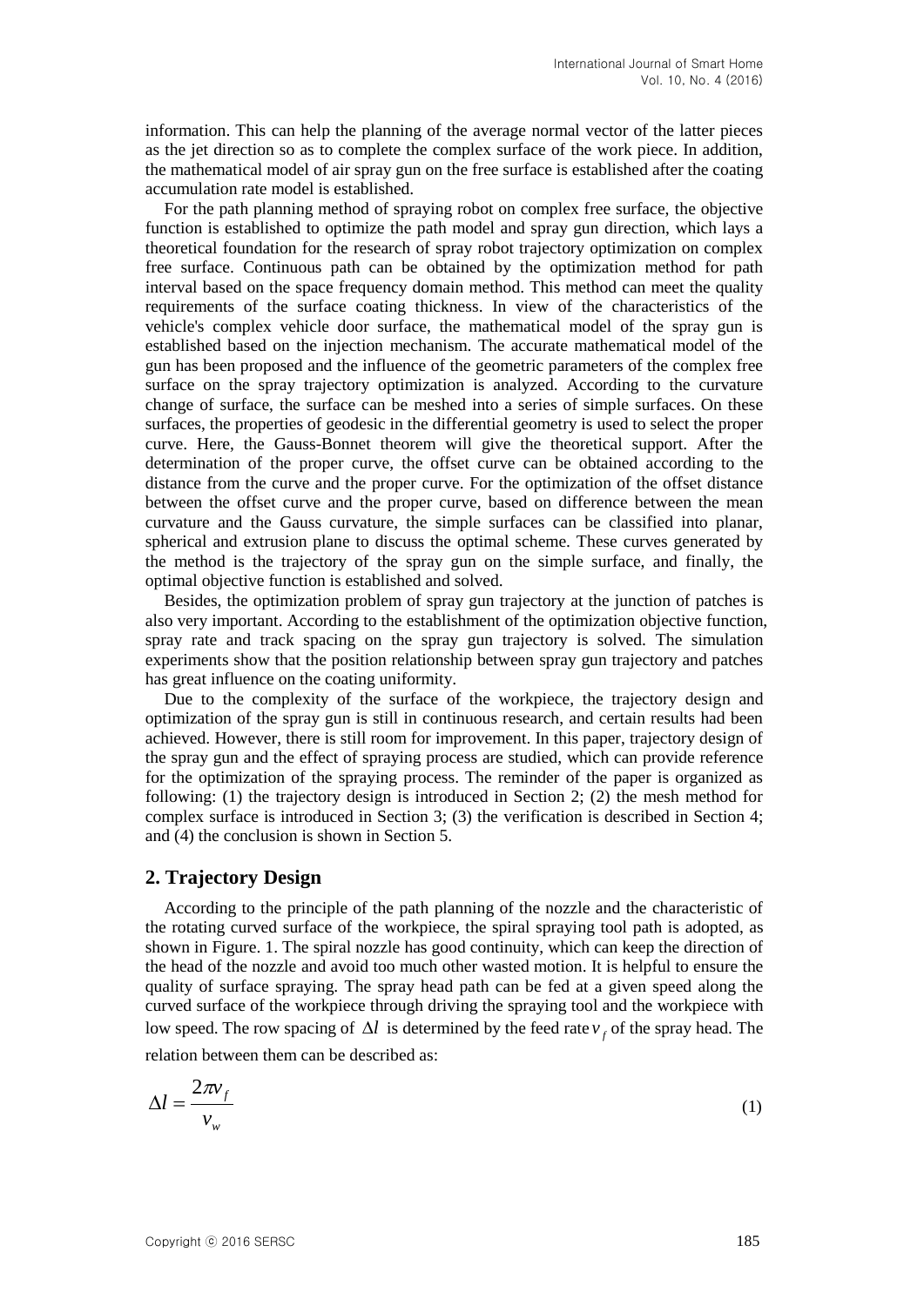information. This can help the planning of the average normal vector of the latter pieces as the jet direction so as to complete the complex surface of the work piece. In addition, the mathematical model of air spray gun on the free surface is established after the coating accumulation rate model is established.

For the path planning method of spraying robot on complex free surface, the objective function is established to optimize the path model and spray gun direction, which lays a theoretical foundation for the research of spray robot trajectory optimization on complex free surface. Continuous path can be obtained by the optimization method for path interval based on the space frequency domain method. This method can meet the quality requirements of the surface coating thickness. In view of the characteristics of the vehicle's complex vehicle door surface, the mathematical model of the spray gun is established based on the injection mechanism. The accurate mathematical model of the gun has been proposed and the influence of the geometric parameters of the complex free surface on the spray trajectory optimization is analyzed. According to the curvature change of surface, the surface can be meshed into a series of simple surfaces. On these surfaces, the properties of geodesic in the differential geometry is used to select the proper curve. Here, the Gauss-Bonnet theorem will give the theoretical support. After the determination of the proper curve, the offset curve can be obtained according to the distance from the curve and the proper curve. For the optimization of the offset distance between the offset curve and the proper curve, based on difference between the mean curvature and the Gauss curvature, the simple surfaces can be classified into planar, spherical and extrusion plane to discuss the optimal scheme. These curves generated by the method is the trajectory of the spray gun on the simple surface, and finally, the optimal objective function is established and solved.

Besides, the optimization problem of spray gun trajectory at the junction of patches is also very important. According to the establishment of the optimization objective function, spray rate and track spacing on the spray gun trajectory is solved. The simulation experiments show that the position relationship between spray gun trajectory and patches has great influence on the coating uniformity.

Due to the complexity of the surface of the workpiece, the trajectory design and optimization of the spray gun is still in continuous research, and certain results had been achieved. However, there is still room for improvement. In this paper, trajectory design of the spray gun and the effect of spraying process are studied, which can provide reference for the optimization of the spraying process. The reminder of the paper is organized as following: (1) the trajectory design is introduced in Section 2; (2) the mesh method for complex surface is introduced in Section 3; (3) the verification is described in Section 4; and (4) the conclusion is shown in Section 5.

## 2. Trajectory Design

According to the principle of the path planning of the nozzle and the characteristic of the rotating curved surface of the workpiece, the spiral spraying tool path is adopted, as shown in Figure. 1. The spiral nozzle has good continuity, which can keep the direction of the head of the nozzle and avoid too much other wasted motion. It is helpful to ensure the quality of surface spraying. The spray head path can be fed at a given speed along the curved surface of the workpiece through driving the spraying tool and the workpiece with low speed. The row spacing of $\Delta l$ is determined by the feed rate $v_f$ of the spray head. The relation between them can be described as:

$$\Delta l = \frac{2\pi v_f}{v_w} \tag{1}$$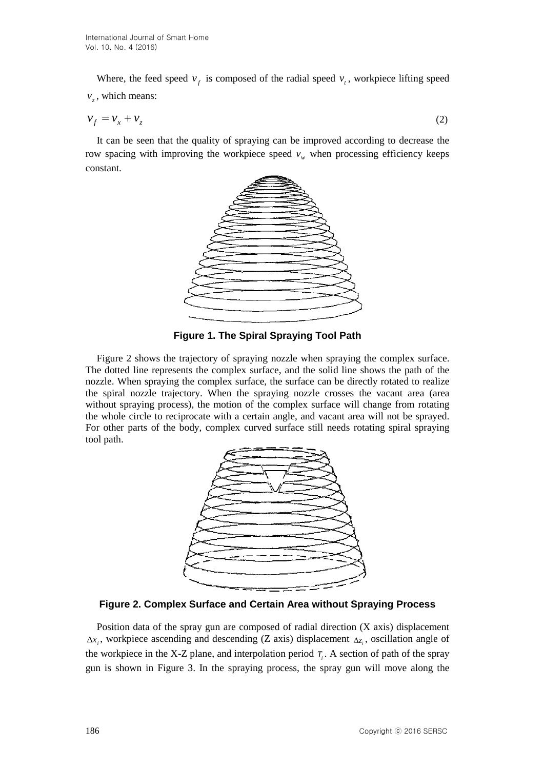Where, the feed speed $v_f$ is composed of the radial speed $v_t$, workpiece lifting speed $v_z$, which means:

$$v_f = v_x + v_z \tag{2}$$

It can be seen that the quality of spraying can be improved according to decrease the row spacing with improving the workpiece speed $v_w$ when processing efficiency keeps constant.

**Figure 1. The Spiral Spraying Tool Path**

Figure 2 shows the trajectory of spraying nozzle when spraying the complex surface. The dotted line represents the complex surface, and the solid line shows the path of the nozzle. When spraying the complex surface, the surface can be directly rotated to realize the spiral nozzle trajectory. When the spraying nozzle crosses the vacant area (area without spraying process), the motion of the complex surface will change from rotating the whole circle to reciprocate with a certain angle, and vacant area will not be sprayed. For other parts of the body, complex curved surface still needs rotating spiral spraying tool path.

**Figure 2. Complex Surface and Certain Area without Spraying Process**

Position data of the spray gun are composed of radial direction (X axis) displacement $\Delta x_i$, workpiece ascending and descending (Z axis) displacement $\Delta z_i$, oscillation angle of the workpiece in the X-Z plane, and interpolation period $T_i$. A section of path of the spray gun is shown in Figure 3. In the spraying process, the spray gun will move along the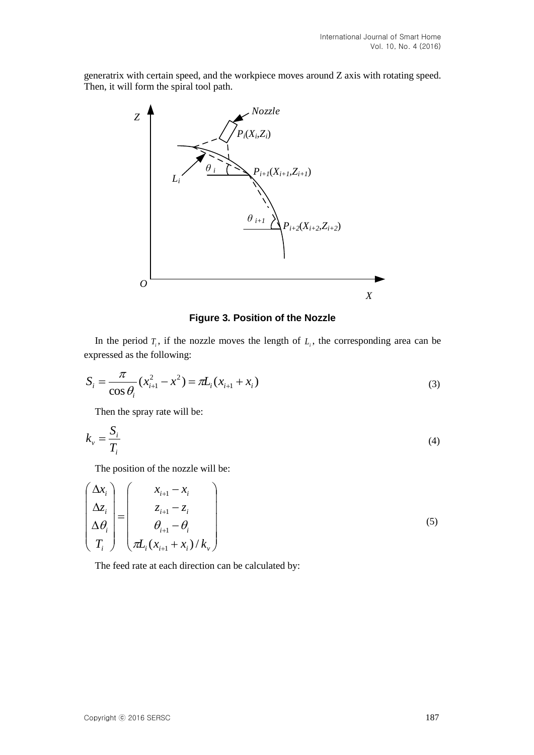generatrix with certain speed, and the workpiece moves around Z axis with rotating speed. Then, it will form the spiral tool path.

**Figure 3. Position of the Nozzle**

In the period $T_i$, if the nozzle moves the length of $L_i$, the corresponding area can be expressed as the following:

$$S_i = \frac{\pi}{\cos\theta_i}(x_{i+1}^2 - x^2) = \pi L_i(x_{i+1} + x_i) \tag{3}$$

Then the spray rate will be:

$$k_v = \frac{S_i}{T_i} \tag{4}$$

The position of the nozzle will be:

$$\begin{pmatrix} \Delta x_i \\ \Delta z_i \\ \Delta\theta_i \\ T_i \end{pmatrix} = \begin{pmatrix} x_{i+1} - x_i \\ z_{i+1} - z_i \\ \theta_{i+1} - \theta_i \\ \pi L_i(x_{i+1} + x_i)/k_v \end{pmatrix} \tag{5}$$

The feed rate at each direction can be calculated by: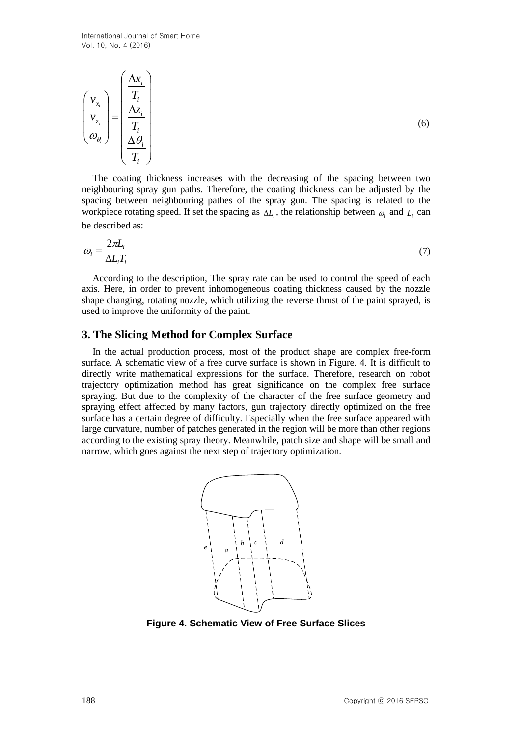$$
\begin{pmatrix} v_{x_i} \\ v_{z_i} \\ \omega_{\theta_i} \end{pmatrix} = \begin{pmatrix} \dfrac{\Delta x_i}{T_i} \\ \dfrac{\Delta z_i}{T_i} \\ \dfrac{\Delta \theta_i}{T_i} \end{pmatrix} \tag{6}
$$

The coating thickness increases with the decreasing of the spacing between two neighbouring spray gun paths. Therefore, the coating thickness can be adjusted by the spacing between neighbouring pathes of the spray gun. The spacing is related to the workpiece rotating speed. If set the spacing as $\Delta L_i$, the relationship between $\omega_i$ and $L_i$ can be described as:

$$
\omega_i = \frac{2\pi L_i}{\Delta L_i T_i} \tag{7}
$$

According to the description, The spray rate can be used to control the speed of each axis. Here, in order to prevent inhomogeneous coating thickness caused by the nozzle shape changing, rotating nozzle, which utilizing the reverse thrust of the paint sprayed, is used to improve the uniformity of the paint.

## 3. The Slicing Method for Complex Surface

In the actual production process, most of the product shape are complex free-form surface. A schematic view of a free curve surface is shown in Figure. 4. It is difficult to directly write mathematical expressions for the surface. Therefore, research on robot trajectory optimization method has great significance on the complex free surface spraying. But due to the complexity of the character of the free surface geometry and spraying effect affected by many factors, gun trajectory directly optimized on the free surface has a certain degree of difficulty. Especially when the free surface appeared with large curvature, number of patches generated in the region will be more than other regions according to the existing spray theory. Meanwhile, patch size and shape will be small and narrow, which goes against the next step of trajectory optimization.

**Figure 4. Schematic View of Free Surface Slices**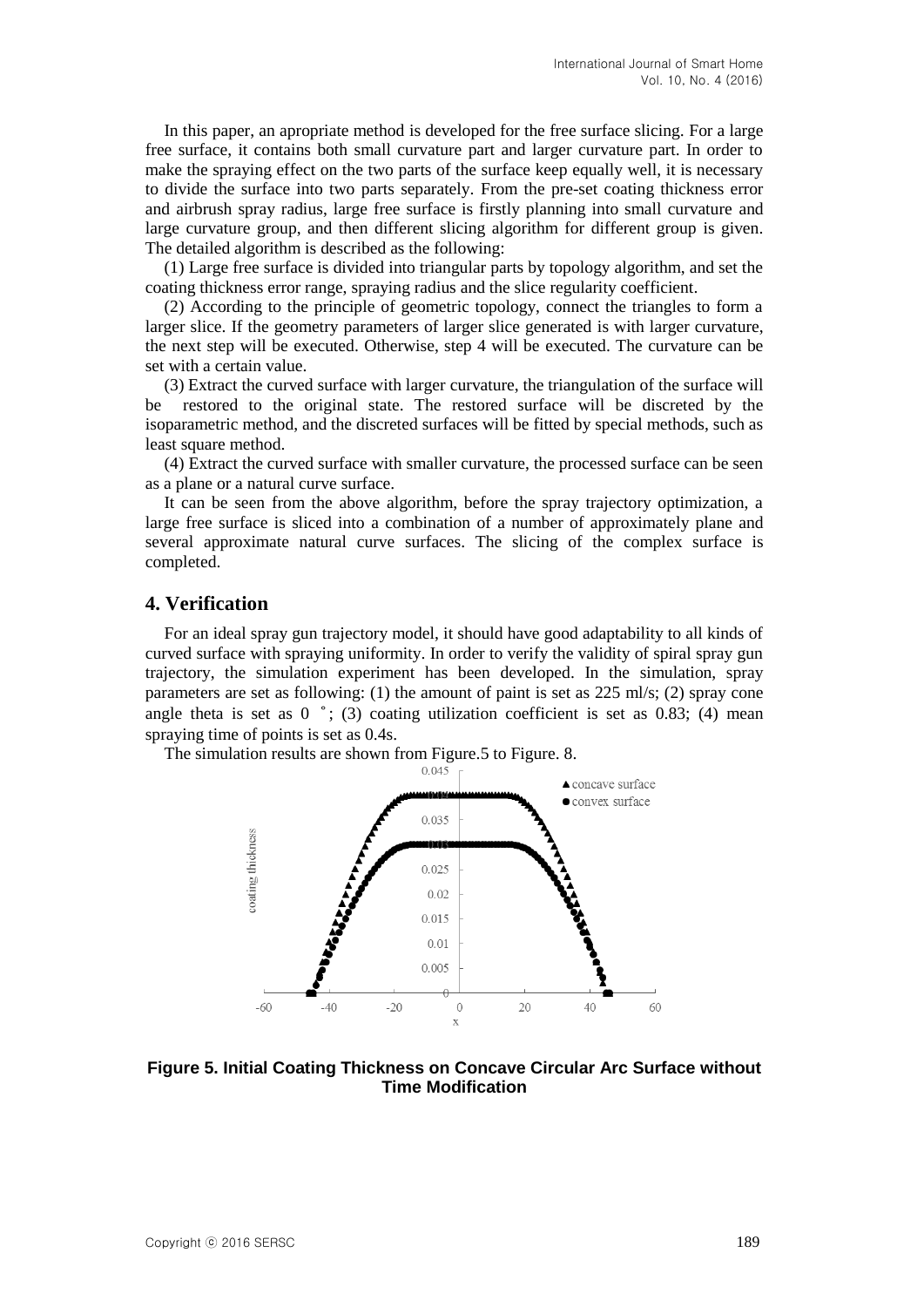In this paper, an apropriate method is developed for the free surface slicing. For a large free surface, it contains both small curvature part and larger curvature part. In order to make the spraying effect on the two parts of the surface keep equally well, it is necessary to divide the surface into two parts separately. From the pre-set coating thickness error and airbrush spray radius, large free surface is firstly planning into small curvature and large curvature group, and then different slicing algorithm for different group is given. The detailed algorithm is described as the following:

(1) Large free surface is divided into triangular parts by topology algorithm, and set the coating thickness error range, spraying radius and the slice regularity coefficient.

(2) According to the principle of geometric topology, connect the triangles to form a larger slice. If the geometry parameters of larger slice generated is with larger curvature, the next step will be executed. Otherwise, step 4 will be executed. The curvature can be set with a certain value.

(3) Extract the curved surface with larger curvature, the triangulation of the surface will be restored to the original state. The restored surface will be discreted by the isoparametric method, and the discreted surfaces will be fitted by special methods, such as least square method.

(4) Extract the curved surface with smaller curvature, the processed surface can be seen as a plane or a natural curve surface.

It can be seen from the above algorithm, before the spray trajectory optimization, a large free surface is sliced into a combination of a number of approximately plane and several approximate natural curve surfaces. The slicing of the complex surface is completed.

## 4. Verification

For an ideal spray gun trajectory model, it should have good adaptability to all kinds of curved surface with spraying uniformity. In order to verify the validity of spiral spray gun trajectory, the simulation experiment has been developed. In the simulation, spray parameters are set as following: (1) the amount of paint is set as 225 ml/s; (2) spray cone angle theta is set as 0 ˚; (3) coating utilization coefficient is set as 0.83; (4) mean spraying time of points is set as 0.4s.

The simulation results are shown from Figure.5 to Figure. 8.

**Figure 5. Initial Coating Thickness on Concave Circular Arc Surface without Time Modification**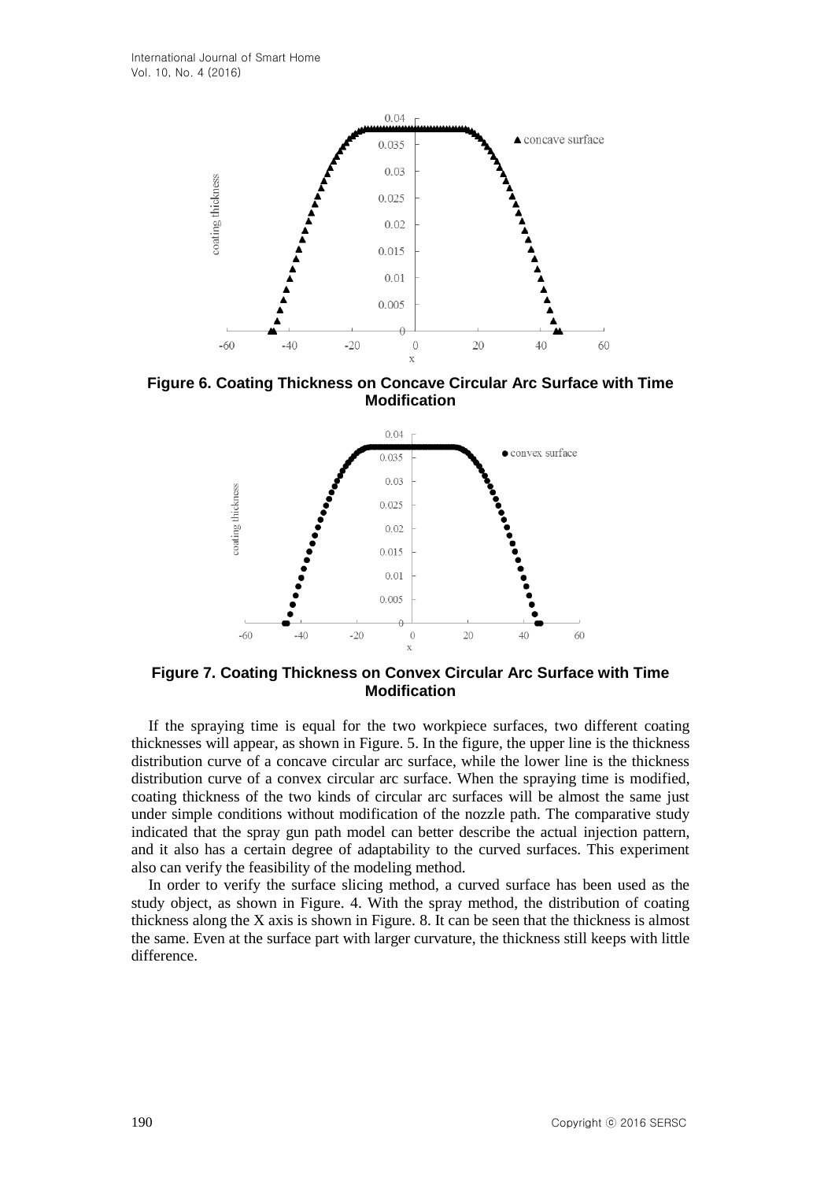Figure 6. Coating Thickness on Concave Circular Arc Surface with Time Modification

Figure 7. Coating Thickness on Convex Circular Arc Surface with Time Modification

If the spraying time is equal for the two workpiece surfaces, two different coating thicknesses will appear, as shown in Figure. 5. In the figure, the upper line is the thickness distribution curve of a concave circular arc surface, while the lower line is the thickness distribution curve of a convex circular arc surface. When the spraying time is modified, coating thickness of the two kinds of circular arc surfaces will be almost the same just under simple conditions without modification of the nozzle path. The comparative study indicated that the spray gun path model can better describe the actual injection pattern, and it also has a certain degree of adaptability to the curved surfaces. This experiment also can verify the feasibility of the modeling method.

In order to verify the surface slicing method, a curved surface has been used as the study object, as shown in Figure. 4. With the spray method, the distribution of coating thickness along the X axis is shown in Figure. 8. It can be seen that the thickness is almost the same. Even at the surface part with larger curvature, the thickness still keeps with little difference.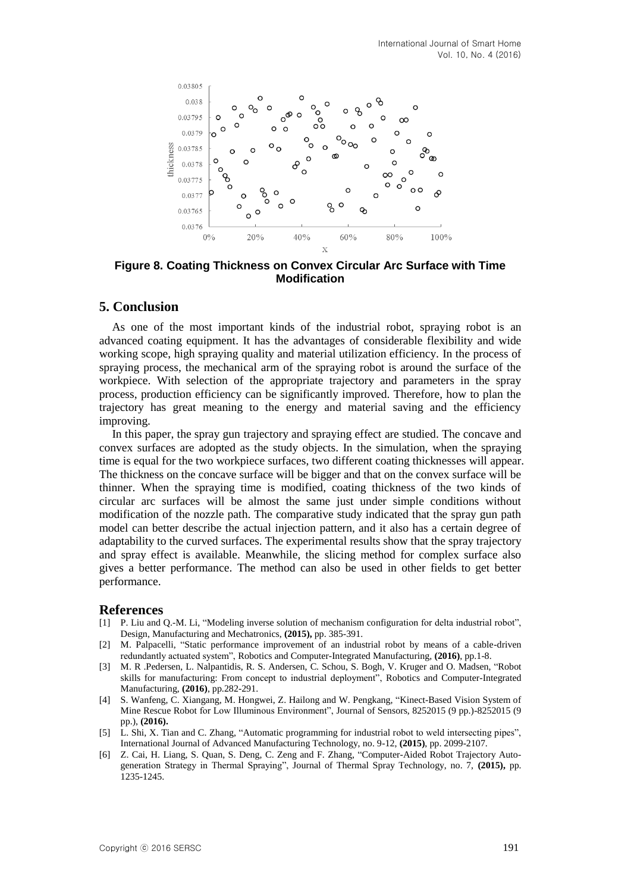**Figure 8. Coating Thickness on Convex Circular Arc Surface with Time Modification**

## 5. Conclusion

As one of the most important kinds of the industrial robot, spraying robot is an advanced coating equipment. It has the advantages of considerable flexibility and wide working scope, high spraying quality and material utilization efficiency. In the process of spraying process, the mechanical arm of the spraying robot is around the surface of the workpiece. With selection of the appropriate trajectory and parameters in the spray process, production efficiency can be significantly improved. Therefore, how to plan the trajectory has great meaning to the energy and material saving and the efficiency improving.

In this paper, the spray gun trajectory and spraying effect are studied. The concave and convex surfaces are adopted as the study objects. In the simulation, when the spraying time is equal for the two workpiece surfaces, two different coating thicknesses will appear. The thickness on the concave surface will be bigger and that on the convex surface will be thinner. When the spraying time is modified, coating thickness of the two kinds of circular arc surfaces will be almost the same just under simple conditions without modification of the nozzle path. The comparative study indicated that the spray gun path model can better describe the actual injection pattern, and it also has a certain degree of adaptability to the curved surfaces. The experimental results show that the spray trajectory and spray effect is available. Meanwhile, the slicing method for complex surface also gives a better performance. The method can also be used in other fields to get better performance.

## References

[1] P. Liu and Q.-M. Li, "Modeling inverse solution of mechanism configuration for delta industrial robot", Design, Manufacturing and Mechatronics, **(2015),** pp. 385-391.

[2] M. Palpacelli, "Static performance improvement of an industrial robot by means of a cable-driven redundantly actuated system", Robotics and Computer-Integrated Manufacturing, **(2016)**, pp.1-8.

[3] M. R .Pedersen, L. Nalpantidis, R. S. Andersen, C. Schou, S. Bogh, V. Kruger and O. Madsen, "Robot skills for manufacturing: From concept to industrial deployment", Robotics and Computer-Integrated Manufacturing, **(2016)**, pp.282-291.

[4] S. Wanfeng, C. Xiangang, M. Hongwei, Z. Hailong and W. Pengkang, "Kinect-Based Vision System of Mine Rescue Robot for Low Illuminous Environment", Journal of Sensors, 8252015 (9 pp.)-8252015 (9 pp.), **(2016).**

[5] L. Shi, X. Tian and C. Zhang, "Automatic programming for industrial robot to weld intersecting pipes", International Journal of Advanced Manufacturing Technology, no. 9-12, **(2015)**, pp. 2099-2107.

[6] Z. Cai, H. Liang, S. Quan, S. Deng, C. Zeng and F. Zhang, "Computer-Aided Robot Trajectory Auto-generation Strategy in Thermal Spraying", Journal of Thermal Spray Technology, no. 7, **(2015),** pp. 1235-1245.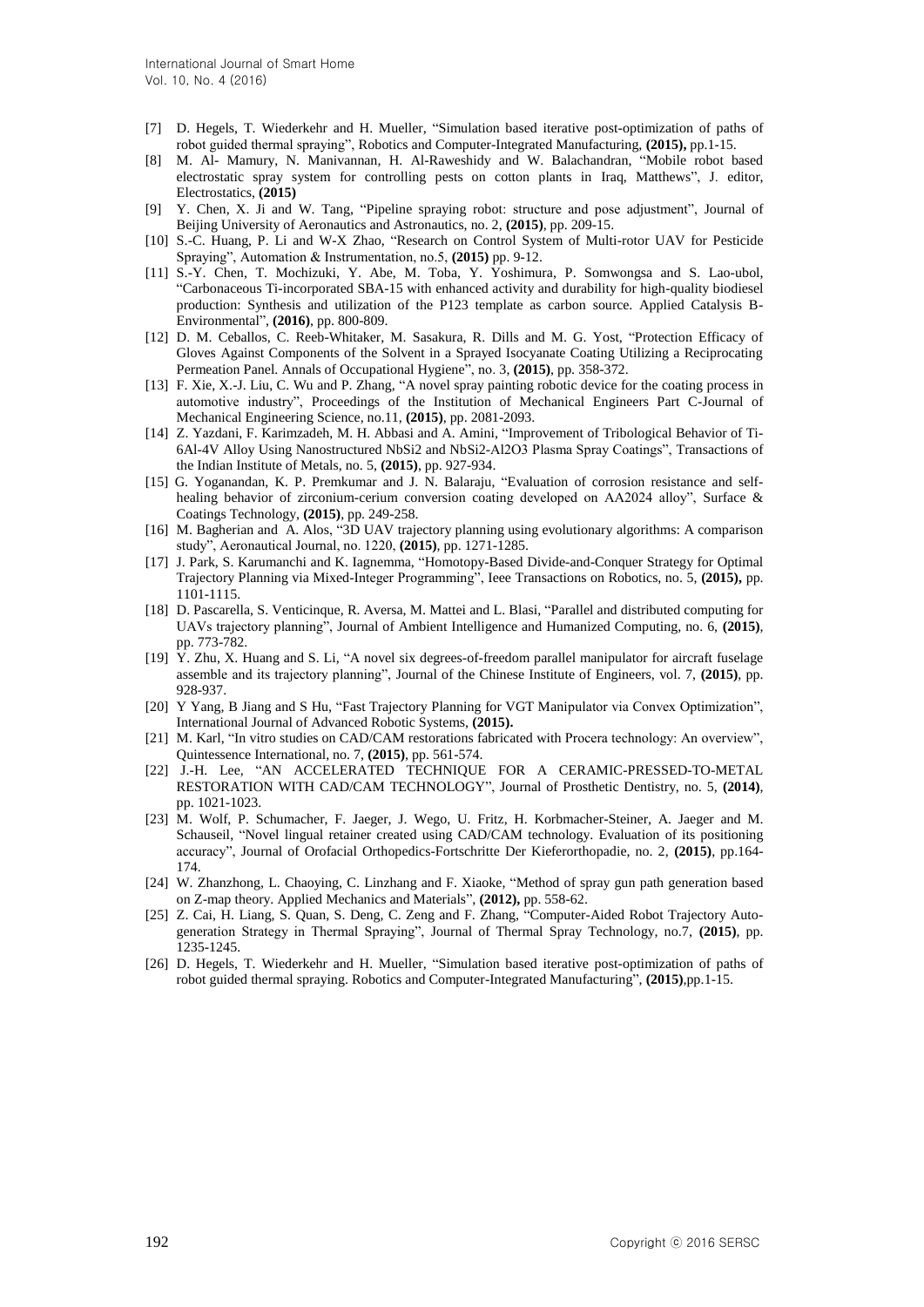[7] D. Hegels, T. Wiederkehr and H. Mueller, "Simulation based iterative post-optimization of paths of robot guided thermal spraying", Robotics and Computer-Integrated Manufacturing, **(2015),** pp.1-15.

[8] M. Al- Mamury, N. Manivannan, H. Al-Raweshidy and W. Balachandran, "Mobile robot based electrostatic spray system for controlling pests on cotton plants in Iraq, Matthews", J. editor, Electrostatics, **(2015)**

[9] Y. Chen, X. Ji and W. Tang, "Pipeline spraying robot: structure and pose adjustment", Journal of Beijing University of Aeronautics and Astronautics, no. 2, **(2015)**, pp. 209-15.

[10] S.-C. Huang, P. Li and W-X Zhao, "Research on Control System of Multi-rotor UAV for Pesticide Spraying", Automation & Instrumentation, no.5, **(2015)** pp. 9-12.

[11] S.-Y. Chen, T. Mochizuki, Y. Abe, M. Toba, Y. Yoshimura, P. Somwongsa and S. Lao-ubol, "Carbonaceous Ti-incorporated SBA-15 with enhanced activity and durability for high-quality biodiesel production: Synthesis and utilization of the P123 template as carbon source. Applied Catalysis B-Environmental", **(2016)**, pp. 800-809.

[12] D. M. Ceballos, C. Reeb-Whitaker, M. Sasakura, R. Dills and M. G. Yost, "Protection Efficacy of Gloves Against Components of the Solvent in a Sprayed Isocyanate Coating Utilizing a Reciprocating Permeation Panel. Annals of Occupational Hygiene", no. 3, **(2015)**, pp. 358-372.

[13] F. Xie, X.-J. Liu, C. Wu and P. Zhang, "A novel spray painting robotic device for the coating process in automotive industry", Proceedings of the Institution of Mechanical Engineers Part C-Journal of Mechanical Engineering Science, no.11, **(2015)**, pp. 2081-2093.

[14] Z. Yazdani, F. Karimzadeh, M. H. Abbasi and A. Amini, "Improvement of Tribological Behavior of Ti-6Al-4V Alloy Using Nanostructured $NbSi_2$ and $NbSi_2$-$Al_2O_3$ Plasma Spray Coatings", Transactions of the Indian Institute of Metals, no. 5, **(2015)**, pp. 927-934.

[15] G. Yoganandan, K. P. Premkumar and J. N. Balaraju, "Evaluation of corrosion resistance and self-healing behavior of zirconium-cerium conversion coating developed on AA2024 alloy", Surface & Coatings Technology, **(2015)**, pp. 249-258.

[16] M. Bagherian and A. Alos, "3D UAV trajectory planning using evolutionary algorithms: A comparison study", Aeronautical Journal, no. 1220, **(2015)**, pp. 1271-1285.

[17] J. Park, S. Karumanchi and K. Iagnemma, "Homotopy-Based Divide-and-Conquer Strategy for Optimal Trajectory Planning via Mixed-Integer Programming", Ieee Transactions on Robotics, no. 5, **(2015),** pp. 1101-1115.

[18] D. Pascarella, S. Venticinque, R. Aversa, M. Mattei and L. Blasi, "Parallel and distributed computing for UAVs trajectory planning", Journal of Ambient Intelligence and Humanized Computing, no. 6, **(2015)**, pp. 773-782.

[19] Y. Zhu, X. Huang and S. Li, "A novel six degrees-of-freedom parallel manipulator for aircraft fuselage assemble and its trajectory planning", Journal of the Chinese Institute of Engineers, vol. 7, **(2015)**, pp. 928-937.

[20] Y Yang, B Jiang and S Hu, "Fast Trajectory Planning for VGT Manipulator via Convex Optimization", International Journal of Advanced Robotic Systems, **(2015).**

[21] M. Karl, "In vitro studies on CAD/CAM restorations fabricated with Procera technology: An overview", Quintessence International, no. 7, **(2015)**, pp. 561-574.

[22] J.-H. Lee, "AN ACCELERATED TECHNIQUE FOR A CERAMIC-PRESSED-TO-METAL RESTORATION WITH CAD/CAM TECHNOLOGY", Journal of Prosthetic Dentistry, no. 5, **(2014)**, pp. 1021-1023.

[23] M. Wolf, P. Schumacher, F. Jaeger, J. Wego, U. Fritz, H. Korbmacher-Steiner, A. Jaeger and M. Schauseil, "Novel lingual retainer created using CAD/CAM technology. Evaluation of its positioning accuracy", Journal of Orofacial Orthopedics-Fortschritte Der Kieferorthopadie, no. 2, **(2015)**, pp.164-174.

[24] W. Zhanzhong, L. Chaoying, C. Linzhang and F. Xiaoke, "Method of spray gun path generation based on Z-map theory. Applied Mechanics and Materials", **(2012),** pp. 558-62.

[25] Z. Cai, H. Liang, S. Quan, S. Deng, C. Zeng and F. Zhang, "Computer-Aided Robot Trajectory Auto-generation Strategy in Thermal Spraying", Journal of Thermal Spray Technology, no.7, **(2015)**, pp. 1235-1245.

[26] D. Hegels, T. Wiederkehr and H. Mueller, "Simulation based iterative post-optimization of paths of robot guided thermal spraying. Robotics and Computer-Integrated Manufacturing", **(2015)**,pp.1-15.